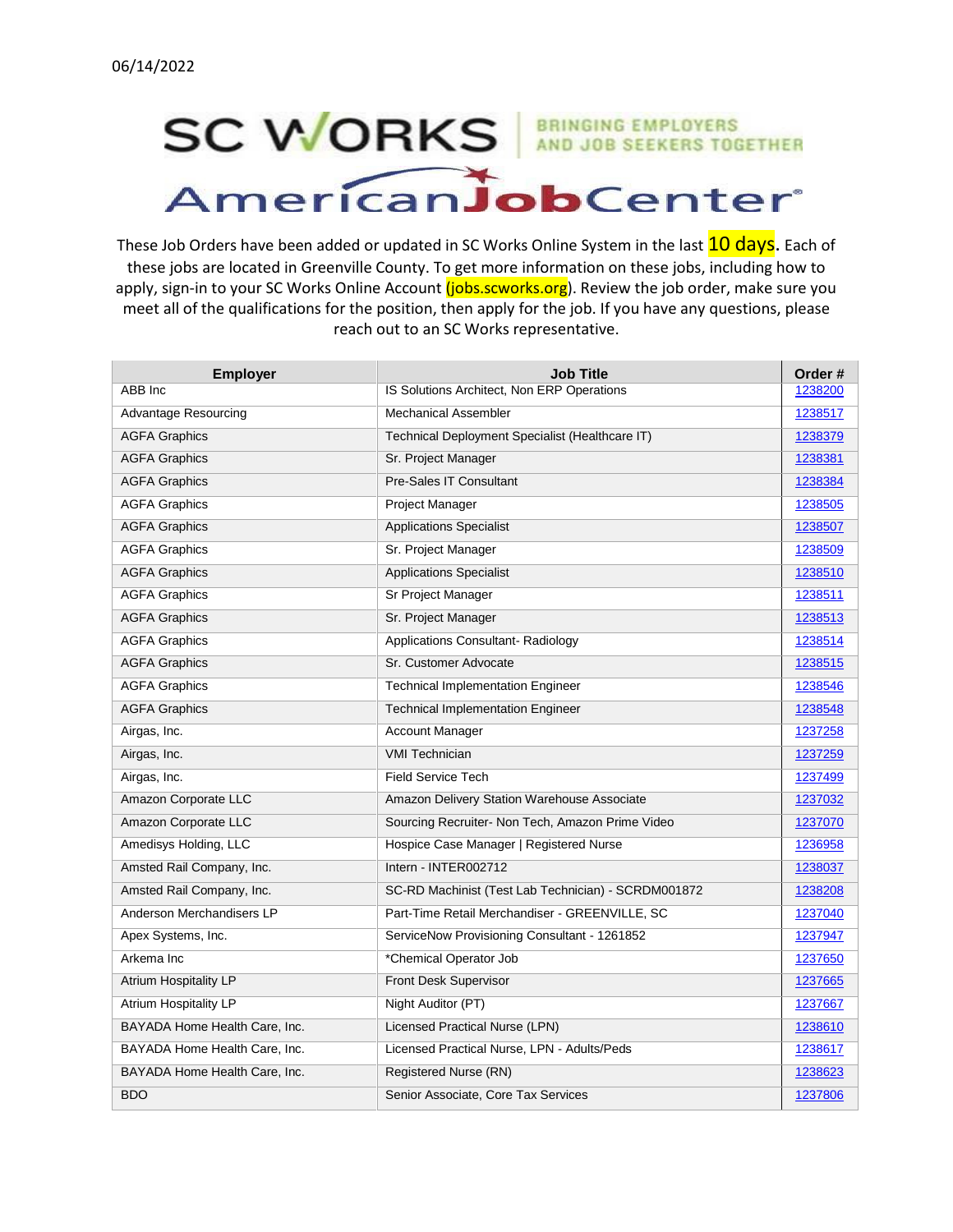06/14/2022

SC WORKS | BRINGING EMPLOYERS AND JOB SEEKERS TOGETHER

AmericanJobCenter

These Job Orders have been added or updated in SC Works Online System in the last 10 days. Each of these jobs are located in Greenville County. To get more information on these jobs, including how to apply, sign-in to your SC Works Online Account (jobs.scworks.org). Review the job order, make sure you meet all of the qualifications for the position, then apply for the job. If you have any questions, please reach out to an SC Works representative.

| Employer | Job Title | Order # |
|---|---|---|
| ABB Inc | IS Solutions Architect, Non ERP Operations | 1238200 |
| Advantage Resourcing | Mechanical Assembler | 1238517 |
| AGFA Graphics | Technical Deployment Specialist (Healthcare IT) | 1238379 |
| AGFA Graphics | Sr. Project Manager | 1238381 |
| AGFA Graphics | Pre-Sales IT Consultant | 1238384 |
| AGFA Graphics | Project Manager | 1238505 |
| AGFA Graphics | Applications Specialist | 1238507 |
| AGFA Graphics | Sr. Project Manager | 1238509 |
| AGFA Graphics | Applications Specialist | 1238510 |
| AGFA Graphics | Sr Project Manager | 1238511 |
| AGFA Graphics | Sr. Project Manager | 1238513 |
| AGFA Graphics | Applications Consultant- Radiology | 1238514 |
| AGFA Graphics | Sr. Customer Advocate | 1238515 |
| AGFA Graphics | Technical Implementation Engineer | 1238546 |
| AGFA Graphics | Technical Implementation Engineer | 1238548 |
| Airgas, Inc. | Account Manager | 1237258 |
| Airgas, Inc. | VMI Technician | 1237259 |
| Airgas, Inc. | Field Service Tech | 1237499 |
| Amazon Corporate LLC | Amazon Delivery Station Warehouse Associate | 1237032 |
| Amazon Corporate LLC | Sourcing Recruiter- Non Tech, Amazon Prime Video | 1237070 |
| Amedisys Holding, LLC | Hospice Case Manager \| Registered Nurse | 1236958 |
| Amsted Rail Company, Inc. | Intern - INTER002712 | 1238037 |
| Amsted Rail Company, Inc. | SC-RD Machinist (Test Lab Technician) - SCRDM001872 | 1238208 |
| Anderson Merchandisers LP | Part-Time Retail Merchandiser - GREENVILLE, SC | 1237040 |
| Apex Systems, Inc. | ServiceNow Provisioning Consultant - 1261852 | 1237947 |
| Arkema Inc | *Chemical Operator Job | 1237650 |
| Atrium Hospitality LP | Front Desk Supervisor | 1237665 |
| Atrium Hospitality LP | Night Auditor (PT) | 1237667 |
| BAYADA Home Health Care, Inc. | Licensed Practical Nurse (LPN) | 1238610 |
| BAYADA Home Health Care, Inc. | Licensed Practical Nurse, LPN - Adults/Peds | 1238617 |
| BAYADA Home Health Care, Inc. | Registered Nurse (RN) | 1238623 |
| BDO | Senior Associate, Core Tax Services | 1237806 |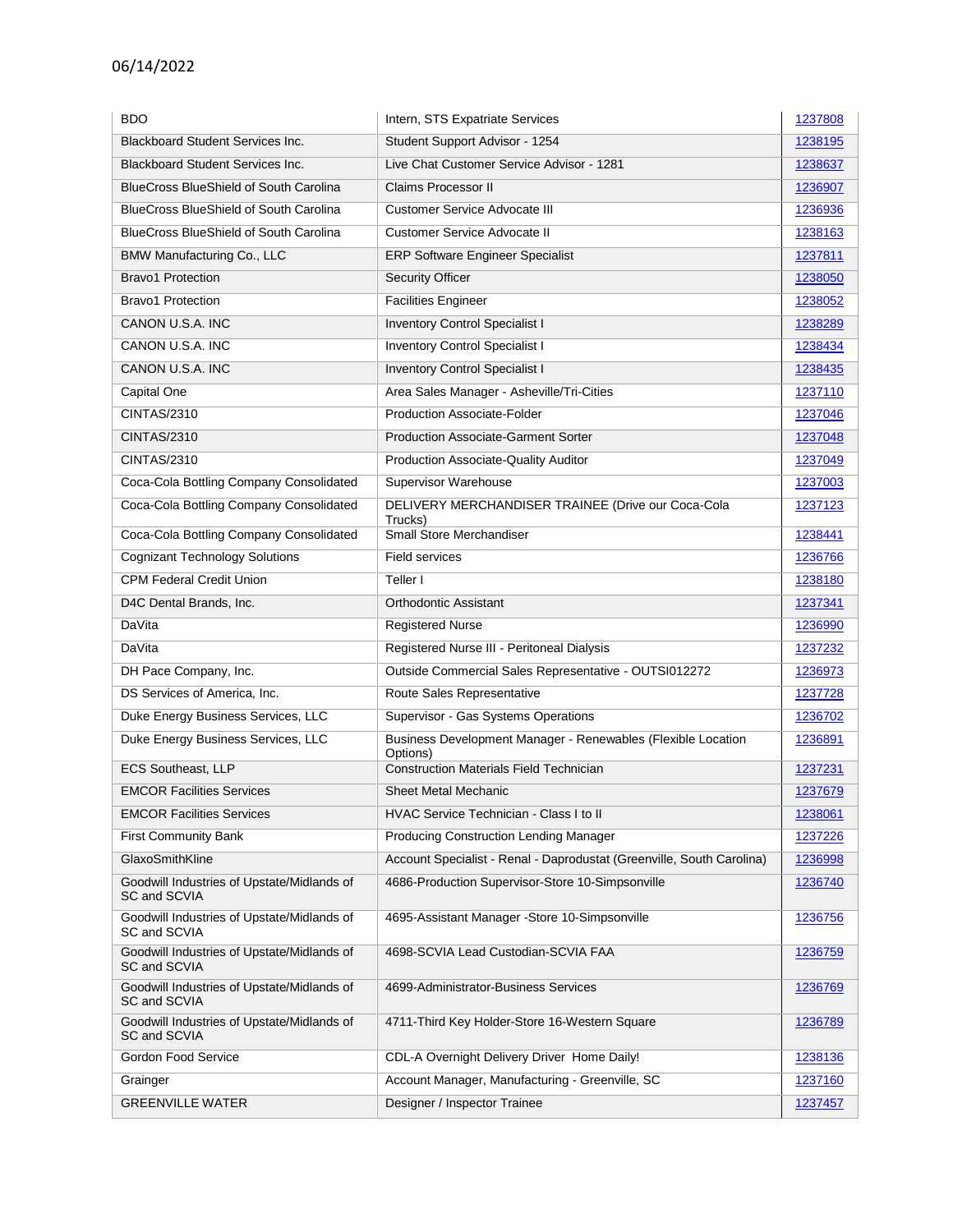06/14/2022

| BDO | Intern, STS Expatriate Services | 1237808 |
|---|---|---|
| Blackboard Student Services Inc. | Student Support Advisor - 1254 | 1238195 |
| Blackboard Student Services Inc. | Live Chat Customer Service Advisor - 1281 | 1238637 |
| BlueCross BlueShield of South Carolina | Claims Processor II | 1236907 |
| BlueCross BlueShield of South Carolina | Customer Service Advocate III | 1236936 |
| BlueCross BlueShield of South Carolina | Customer Service Advocate II | 1238163 |
| BMW Manufacturing Co., LLC | ERP Software Engineer Specialist | 1237811 |
| Bravo1 Protection | Security Officer | 1238050 |
| Bravo1 Protection | Facilities Engineer | 1238052 |
| CANON U.S.A. INC | Inventory Control Specialist I | 1238289 |
| CANON U.S.A. INC | Inventory Control Specialist I | 1238434 |
| CANON U.S.A. INC | Inventory Control Specialist I | 1238435 |
| Capital One | Area Sales Manager - Asheville/Tri-Cities | 1237110 |
| CINTAS/2310 | Production Associate-Folder | 1237046 |
| CINTAS/2310 | Production Associate-Garment Sorter | 1237048 |
| CINTAS/2310 | Production Associate-Quality Auditor | 1237049 |
| Coca-Cola Bottling Company Consolidated | Supervisor Warehouse | 1237003 |
| Coca-Cola Bottling Company Consolidated | DELIVERY MERCHANDISER TRAINEE (Drive our Coca-Cola Trucks) | 1237123 |
| Coca-Cola Bottling Company Consolidated | Small Store Merchandiser | 1238441 |
| Cognizant Technology Solutions | Field services | 1236766 |
| CPM Federal Credit Union | Teller I | 1238180 |
| D4C Dental Brands, Inc. | Orthodontic Assistant | 1237341 |
| DaVita | Registered Nurse | 1236990 |
| DaVita | Registered Nurse III - Peritoneal Dialysis | 1237232 |
| DH Pace Company, Inc. | Outside Commercial Sales Representative - OUTSI012272 | 1236973 |
| DS Services of America, Inc. | Route Sales Representative | 1237728 |
| Duke Energy Business Services, LLC | Supervisor - Gas Systems Operations | 1236702 |
| Duke Energy Business Services, LLC | Business Development Manager - Renewables (Flexible Location Options) | 1236891 |
| ECS Southeast, LLP | Construction Materials Field Technician | 1237231 |
| EMCOR Facilities Services | Sheet Metal Mechanic | 1237679 |
| EMCOR Facilities Services | HVAC Service Technician - Class I to II | 1238061 |
| First Community Bank | Producing Construction Lending Manager | 1237226 |
| GlaxoSmithKline | Account Specialist - Renal - Daprodustat (Greenville, South Carolina) | 1236998 |
| Goodwill Industries of Upstate/Midlands of SC and SCVIA | 4686-Production Supervisor-Store 10-Simpsonville | 1236740 |
| Goodwill Industries of Upstate/Midlands of SC and SCVIA | 4695-Assistant Manager -Store 10-Simpsonville | 1236756 |
| Goodwill Industries of Upstate/Midlands of SC and SCVIA | 4698-SCVIA Lead Custodian-SCVIA FAA | 1236759 |
| Goodwill Industries of Upstate/Midlands of SC and SCVIA | 4699-Administrator-Business Services | 1236769 |
| Goodwill Industries of Upstate/Midlands of SC and SCVIA | 4711-Third Key Holder-Store 16-Western Square | 1236789 |
| Gordon Food Service | CDL-A Overnight Delivery Driver Home Daily! | 1238136 |
| Grainger | Account Manager, Manufacturing - Greenville, SC | 1237160 |
| GREENVILLE WATER | Designer / Inspector Trainee | 1237457 |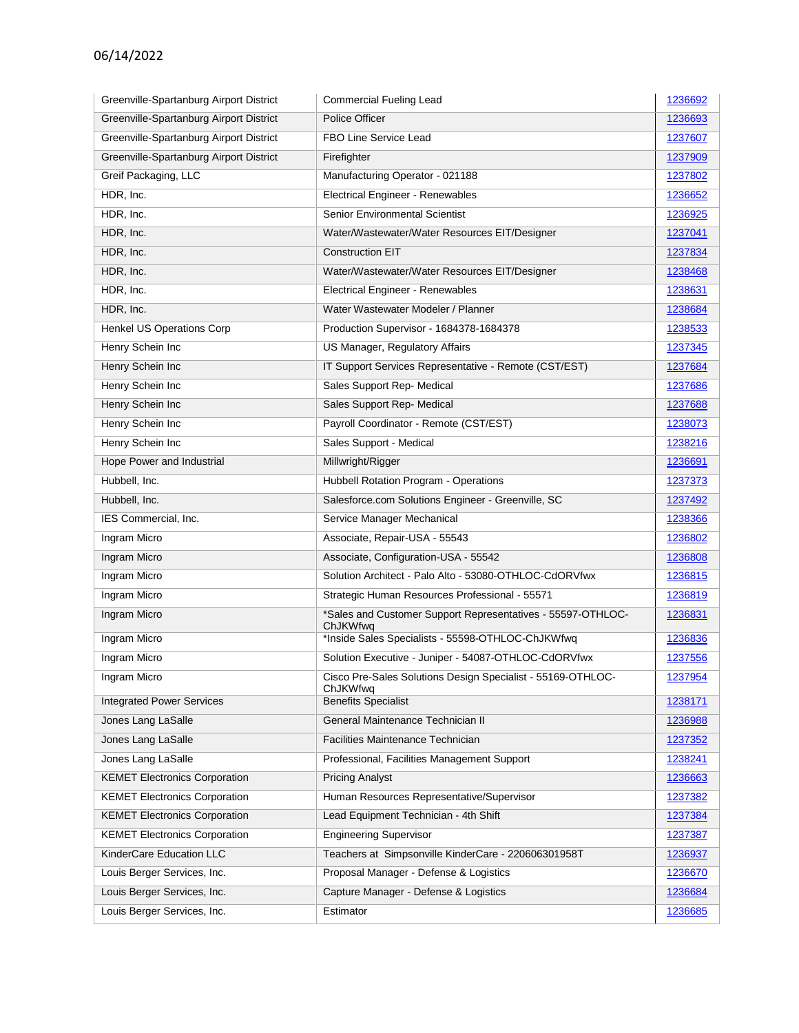06/14/2022

| | | |
|---|---|---|
| Greenville-Spartanburg Airport District | Commercial Fueling Lead | 1236692 |
| Greenville-Spartanburg Airport District | Police Officer | 1236693 |
| Greenville-Spartanburg Airport District | FBO Line Service Lead | 1237607 |
| Greenville-Spartanburg Airport District | Firefighter | 1237909 |
| Greif Packaging, LLC | Manufacturing Operator - 021188 | 1237802 |
| HDR, Inc. | Electrical Engineer - Renewables | 1236652 |
| HDR, Inc. | Senior Environmental Scientist | 1236925 |
| HDR, Inc. | Water/Wastewater/Water Resources EIT/Designer | 1237041 |
| HDR, Inc. | Construction EIT | 1237834 |
| HDR, Inc. | Water/Wastewater/Water Resources EIT/Designer | 1238468 |
| HDR, Inc. | Electrical Engineer - Renewables | 1238631 |
| HDR, Inc. | Water Wastewater Modeler / Planner | 1238684 |
| Henkel US Operations Corp | Production Supervisor - 1684378-1684378 | 1238533 |
| Henry Schein Inc | US Manager, Regulatory Affairs | 1237345 |
| Henry Schein Inc | IT Support Services Representative - Remote (CST/EST) | 1237684 |
| Henry Schein Inc | Sales Support Rep- Medical | 1237686 |
| Henry Schein Inc | Sales Support Rep- Medical | 1237688 |
| Henry Schein Inc | Payroll Coordinator - Remote (CST/EST) | 1238073 |
| Henry Schein Inc | Sales Support - Medical | 1238216 |
| Hope Power and Industrial | Millwright/Rigger | 1236691 |
| Hubbell, Inc. | Hubbell Rotation Program - Operations | 1237373 |
| Hubbell, Inc. | Salesforce.com Solutions Engineer - Greenville, SC | 1237492 |
| IES Commercial, Inc. | Service Manager Mechanical | 1238366 |
| Ingram Micro | Associate, Repair-USA - 55543 | 1236802 |
| Ingram Micro | Associate, Configuration-USA - 55542 | 1236808 |
| Ingram Micro | Solution Architect - Palo Alto - 53080-OTHLOC-CdORVfwx | 1236815 |
| Ingram Micro | Strategic Human Resources Professional - 55571 | 1236819 |
| Ingram Micro | *Sales and Customer Support Representatives - 55597-OTHLOC-ChJKWfwq | 1236831 |
| Ingram Micro | *Inside Sales Specialists - 55598-OTHLOC-ChJKWfwq | 1236836 |
| Ingram Micro | Solution Executive - Juniper - 54087-OTHLOC-CdORVfwx | 1237556 |
| Ingram Micro | Cisco Pre-Sales Solutions Design Specialist - 55169-OTHLOC-ChJKWfwq | 1237954 |
| Integrated Power Services | Benefits Specialist | 1238171 |
| Jones Lang LaSalle | General Maintenance Technician II | 1236988 |
| Jones Lang LaSalle | Facilities Maintenance Technician | 1237352 |
| Jones Lang LaSalle | Professional, Facilities Management Support | 1238241 |
| KEMET Electronics Corporation | Pricing Analyst | 1236663 |
| KEMET Electronics Corporation | Human Resources Representative/Supervisor | 1237382 |
| KEMET Electronics Corporation | Lead Equipment Technician - 4th Shift | 1237384 |
| KEMET Electronics Corporation | Engineering Supervisor | 1237387 |
| KinderCare Education LLC | Teachers at Simpsonville KinderCare - 220606301958T | 1236937 |
| Louis Berger Services, Inc. | Proposal Manager - Defense & Logistics | 1236670 |
| Louis Berger Services, Inc. | Capture Manager - Defense & Logistics | 1236684 |
| Louis Berger Services, Inc. | Estimator | 1236685 |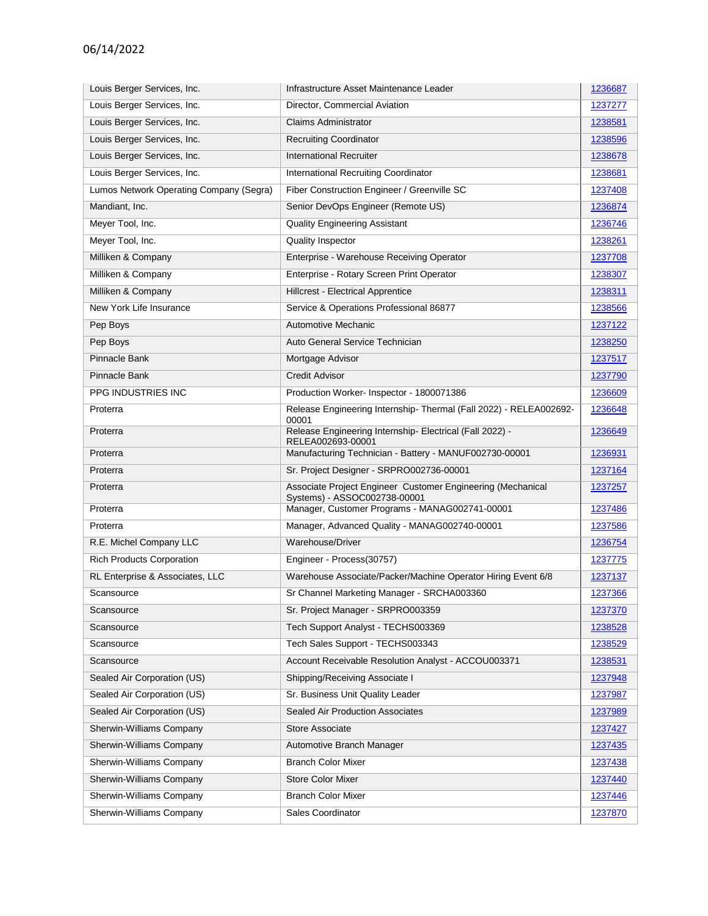| Louis Berger Services, Inc. | Infrastructure Asset Maintenance Leader | 1236687 |
|---|---|---|
| Louis Berger Services, Inc. | Director, Commercial Aviation | 1237277 |
| Louis Berger Services, Inc. | Claims Administrator | 1238581 |
| Louis Berger Services, Inc. | Recruiting Coordinator | 1238596 |
| Louis Berger Services, Inc. | International Recruiter | 1238678 |
| Louis Berger Services, Inc. | International Recruiting Coordinator | 1238681 |
| Lumos Network Operating Company (Segra) | Fiber Construction Engineer / Greenville SC | 1237408 |
| Mandiant, Inc. | Senior DevOps Engineer (Remote US) | 1236874 |
| Meyer Tool, Inc. | Quality Engineering Assistant | 1236746 |
| Meyer Tool, Inc. | Quality Inspector | 1238261 |
| Milliken & Company | Enterprise - Warehouse Receiving Operator | 1237708 |
| Milliken & Company | Enterprise - Rotary Screen Print Operator | 1238307 |
| Milliken & Company | Hillcrest - Electrical Apprentice | 1238311 |
| New York Life Insurance | Service & Operations Professional 86877 | 1238566 |
| Pep Boys | Automotive Mechanic | 1237122 |
| Pep Boys | Auto General Service Technician | 1238250 |
| Pinnacle Bank | Mortgage Advisor | 1237517 |
| Pinnacle Bank | Credit Advisor | 1237790 |
| PPG INDUSTRIES INC | Production Worker- Inspector - 1800071386 | 1236609 |
| Proterra | Release Engineering Internship- Thermal (Fall 2022) - RELEA002692-00001 | 1236648 |
| Proterra | Release Engineering Internship- Electrical (Fall 2022) - RELEA002693-00001 | 1236649 |
| Proterra | Manufacturing Technician - Battery - MANUF002730-00001 | 1236931 |
| Proterra | Sr. Project Designer - SRPRO002736-00001 | 1237164 |
| Proterra | Associate Project Engineer Customer Engineering (Mechanical Systems) - ASSOC002738-00001 | 1237257 |
| Proterra | Manager, Customer Programs - MANAG002741-00001 | 1237486 |
| Proterra | Manager, Advanced Quality - MANAG002740-00001 | 1237586 |
| R.E. Michel Company LLC | Warehouse/Driver | 1236754 |
| Rich Products Corporation | Engineer - Process(30757) | 1237775 |
| RL Enterprise & Associates, LLC | Warehouse Associate/Packer/Machine Operator Hiring Event 6/8 | 1237137 |
| Scansource | Sr Channel Marketing Manager - SRCHA003360 | 1237366 |
| Scansource | Sr. Project Manager - SRPRO003359 | 1237370 |
| Scansource | Tech Support Analyst - TECHS003369 | 1238528 |
| Scansource | Tech Sales Support - TECHS003343 | 1238529 |
| Scansource | Account Receivable Resolution Analyst - ACCOU003371 | 1238531 |
| Sealed Air Corporation (US) | Shipping/Receiving Associate I | 1237948 |
| Sealed Air Corporation (US) | Sr. Business Unit Quality Leader | 1237987 |
| Sealed Air Corporation (US) | Sealed Air Production Associates | 1237989 |
| Sherwin-Williams Company | Store Associate | 1237427 |
| Sherwin-Williams Company | Automotive Branch Manager | 1237435 |
| Sherwin-Williams Company | Branch Color Mixer | 1237438 |
| Sherwin-Williams Company | Store Color Mixer | 1237440 |
| Sherwin-Williams Company | Branch Color Mixer | 1237446 |
| Sherwin-Williams Company | Sales Coordinator | 1237870 |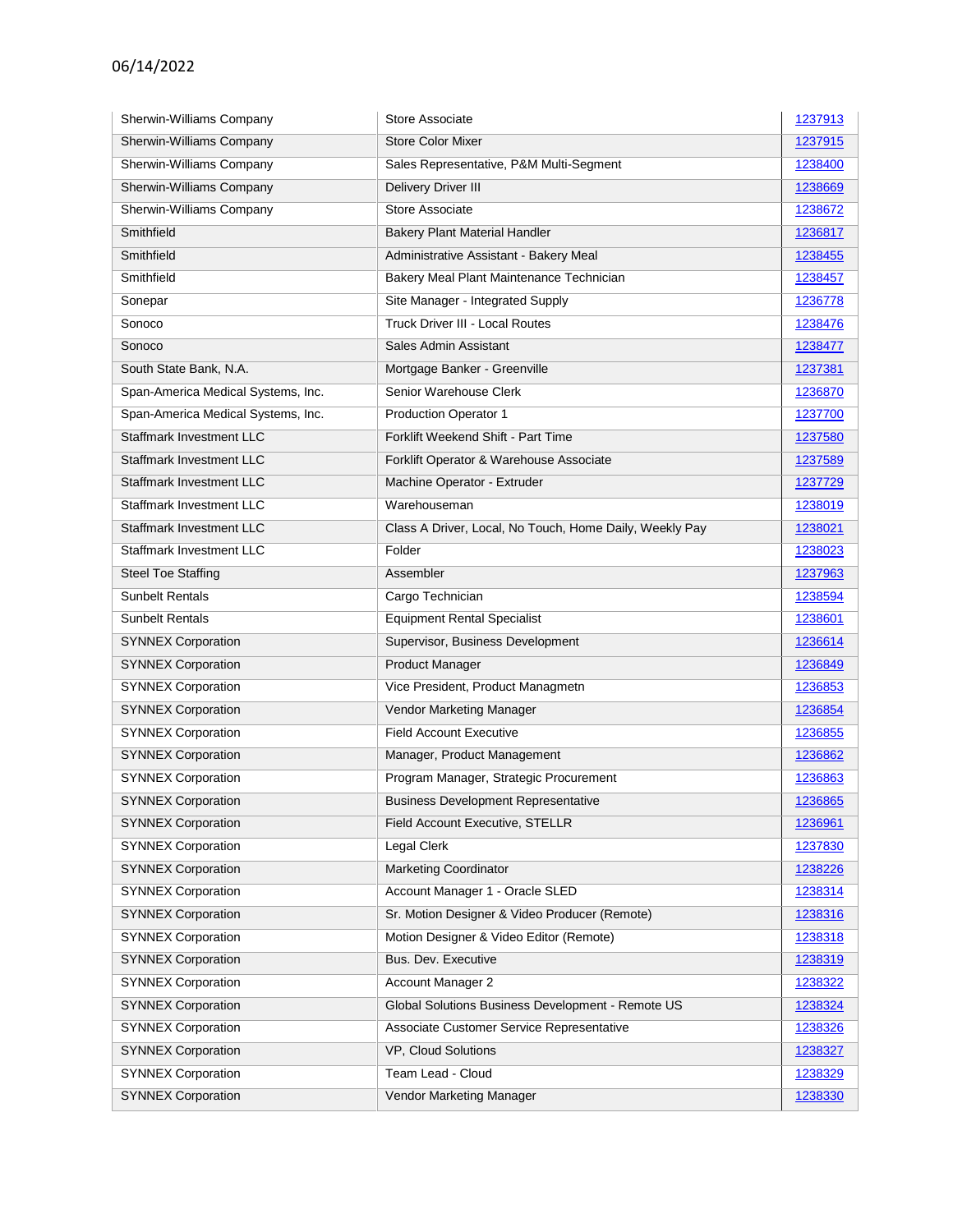06/14/2022

| | | |
|---|---|---|
| Sherwin-Williams Company | Store Associate | 1237913 |
| Sherwin-Williams Company | Store Color Mixer | 1237915 |
| Sherwin-Williams Company | Sales Representative, P&M Multi-Segment | 1238400 |
| Sherwin-Williams Company | Delivery Driver III | 1238669 |
| Sherwin-Williams Company | Store Associate | 1238672 |
| Smithfield | Bakery Plant Material Handler | 1236817 |
| Smithfield | Administrative Assistant - Bakery Meal | 1238455 |
| Smithfield | Bakery Meal Plant Maintenance Technician | 1238457 |
| Sonepar | Site Manager - Integrated Supply | 1236778 |
| Sonoco | Truck Driver III - Local Routes | 1238476 |
| Sonoco | Sales Admin Assistant | 1238477 |
| South State Bank, N.A. | Mortgage Banker - Greenville | 1237381 |
| Span-America Medical Systems, Inc. | Senior Warehouse Clerk | 1236870 |
| Span-America Medical Systems, Inc. | Production Operator 1 | 1237700 |
| Staffmark Investment LLC | Forklift Weekend Shift - Part Time | 1237580 |
| Staffmark Investment LLC | Forklift Operator & Warehouse Associate | 1237589 |
| Staffmark Investment LLC | Machine Operator - Extruder | 1237729 |
| Staffmark Investment LLC | Warehouseman | 1238019 |
| Staffmark Investment LLC | Class A Driver, Local, No Touch, Home Daily, Weekly Pay | 1238021 |
| Staffmark Investment LLC | Folder | 1238023 |
| Steel Toe Staffing | Assembler | 1237963 |
| Sunbelt Rentals | Cargo Technician | 1238594 |
| Sunbelt Rentals | Equipment Rental Specialist | 1238601 |
| SYNNEX Corporation | Supervisor, Business Development | 1236614 |
| SYNNEX Corporation | Product Manager | 1236849 |
| SYNNEX Corporation | Vice President, Product Managmetn | 1236853 |
| SYNNEX Corporation | Vendor Marketing Manager | 1236854 |
| SYNNEX Corporation | Field Account Executive | 1236855 |
| SYNNEX Corporation | Manager, Product Management | 1236862 |
| SYNNEX Corporation | Program Manager, Strategic Procurement | 1236863 |
| SYNNEX Corporation | Business Development Representative | 1236865 |
| SYNNEX Corporation | Field Account Executive, STELLR | 1236961 |
| SYNNEX Corporation | Legal Clerk | 1237830 |
| SYNNEX Corporation | Marketing Coordinator | 1238226 |
| SYNNEX Corporation | Account Manager 1 - Oracle SLED | 1238314 |
| SYNNEX Corporation | Sr. Motion Designer & Video Producer (Remote) | 1238316 |
| SYNNEX Corporation | Motion Designer & Video Editor (Remote) | 1238318 |
| SYNNEX Corporation | Bus. Dev. Executive | 1238319 |
| SYNNEX Corporation | Account Manager 2 | 1238322 |
| SYNNEX Corporation | Global Solutions Business Development - Remote US | 1238324 |
| SYNNEX Corporation | Associate Customer Service Representative | 1238326 |
| SYNNEX Corporation | VP, Cloud Solutions | 1238327 |
| SYNNEX Corporation | Team Lead - Cloud | 1238329 |
| SYNNEX Corporation | Vendor Marketing Manager | 1238330 |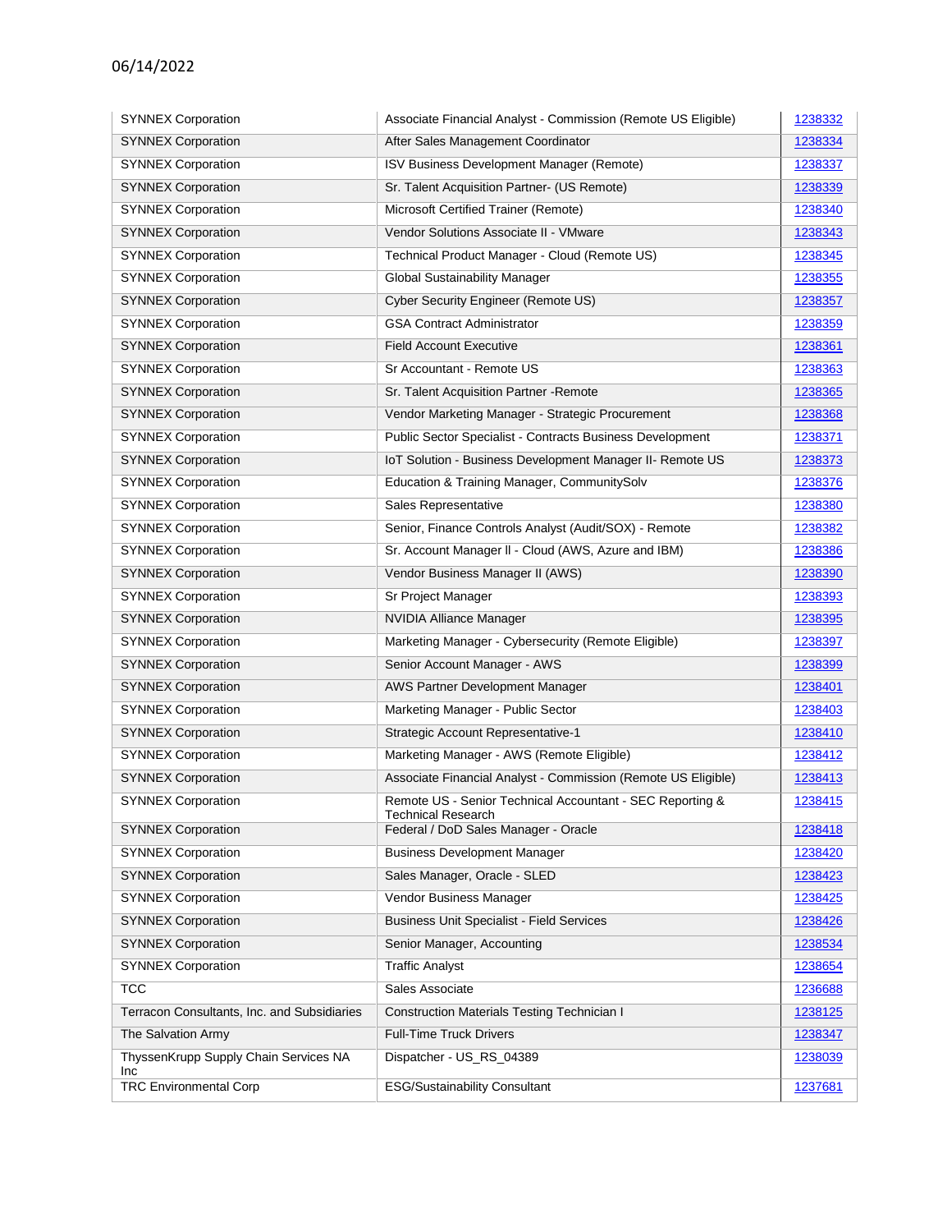06/14/2022

| SYNNEX Corporation | Associate Financial Analyst - Commission (Remote US Eligible) | 1238332 |
|---|---|---|
| SYNNEX Corporation | After Sales Management Coordinator | 1238334 |
| SYNNEX Corporation | ISV Business Development Manager (Remote) | 1238337 |
| SYNNEX Corporation | Sr. Talent Acquisition Partner- (US Remote) | 1238339 |
| SYNNEX Corporation | Microsoft Certified Trainer (Remote) | 1238340 |
| SYNNEX Corporation | Vendor Solutions Associate II - VMware | 1238343 |
| SYNNEX Corporation | Technical Product Manager - Cloud (Remote US) | 1238345 |
| SYNNEX Corporation | Global Sustainability Manager | 1238355 |
| SYNNEX Corporation | Cyber Security Engineer (Remote US) | 1238357 |
| SYNNEX Corporation | GSA Contract Administrator | 1238359 |
| SYNNEX Corporation | Field Account Executive | 1238361 |
| SYNNEX Corporation | Sr Accountant - Remote US | 1238363 |
| SYNNEX Corporation | Sr. Talent Acquisition Partner -Remote | 1238365 |
| SYNNEX Corporation | Vendor Marketing Manager - Strategic Procurement | 1238368 |
| SYNNEX Corporation | Public Sector Specialist - Contracts Business Development | 1238371 |
| SYNNEX Corporation | IoT Solution - Business Development Manager II- Remote US | 1238373 |
| SYNNEX Corporation | Education & Training Manager, CommunitySolv | 1238376 |
| SYNNEX Corporation | Sales Representative | 1238380 |
| SYNNEX Corporation | Senior, Finance Controls Analyst (Audit/SOX) - Remote | 1238382 |
| SYNNEX Corporation | Sr. Account Manager II - Cloud (AWS, Azure and IBM) | 1238386 |
| SYNNEX Corporation | Vendor Business Manager II (AWS) | 1238390 |
| SYNNEX Corporation | Sr Project Manager | 1238393 |
| SYNNEX Corporation | NVIDIA Alliance Manager | 1238395 |
| SYNNEX Corporation | Marketing Manager - Cybersecurity (Remote Eligible) | 1238397 |
| SYNNEX Corporation | Senior Account Manager - AWS | 1238399 |
| SYNNEX Corporation | AWS Partner Development Manager | 1238401 |
| SYNNEX Corporation | Marketing Manager - Public Sector | 1238403 |
| SYNNEX Corporation | Strategic Account Representative-1 | 1238410 |
| SYNNEX Corporation | Marketing Manager - AWS (Remote Eligible) | 1238412 |
| SYNNEX Corporation | Associate Financial Analyst - Commission (Remote US Eligible) | 1238413 |
| SYNNEX Corporation | Remote US - Senior Technical Accountant - SEC Reporting & Technical Research | 1238415 |
| SYNNEX Corporation | Federal / DoD Sales Manager - Oracle | 1238418 |
| SYNNEX Corporation | Business Development Manager | 1238420 |
| SYNNEX Corporation | Sales Manager, Oracle - SLED | 1238423 |
| SYNNEX Corporation | Vendor Business Manager | 1238425 |
| SYNNEX Corporation | Business Unit Specialist - Field Services | 1238426 |
| SYNNEX Corporation | Senior Manager, Accounting | 1238534 |
| SYNNEX Corporation | Traffic Analyst | 1238654 |
| TCC | Sales Associate | 1236688 |
| Terracon Consultants, Inc. and Subsidiaries | Construction Materials Testing Technician I | 1238125 |
| The Salvation Army | Full-Time Truck Drivers | 1238347 |
| ThyssenKrupp Supply Chain Services NA Inc | Dispatcher - US_RS_04389 | 1238039 |
| TRC Environmental Corp | ESG/Sustainability Consultant | 1237681 |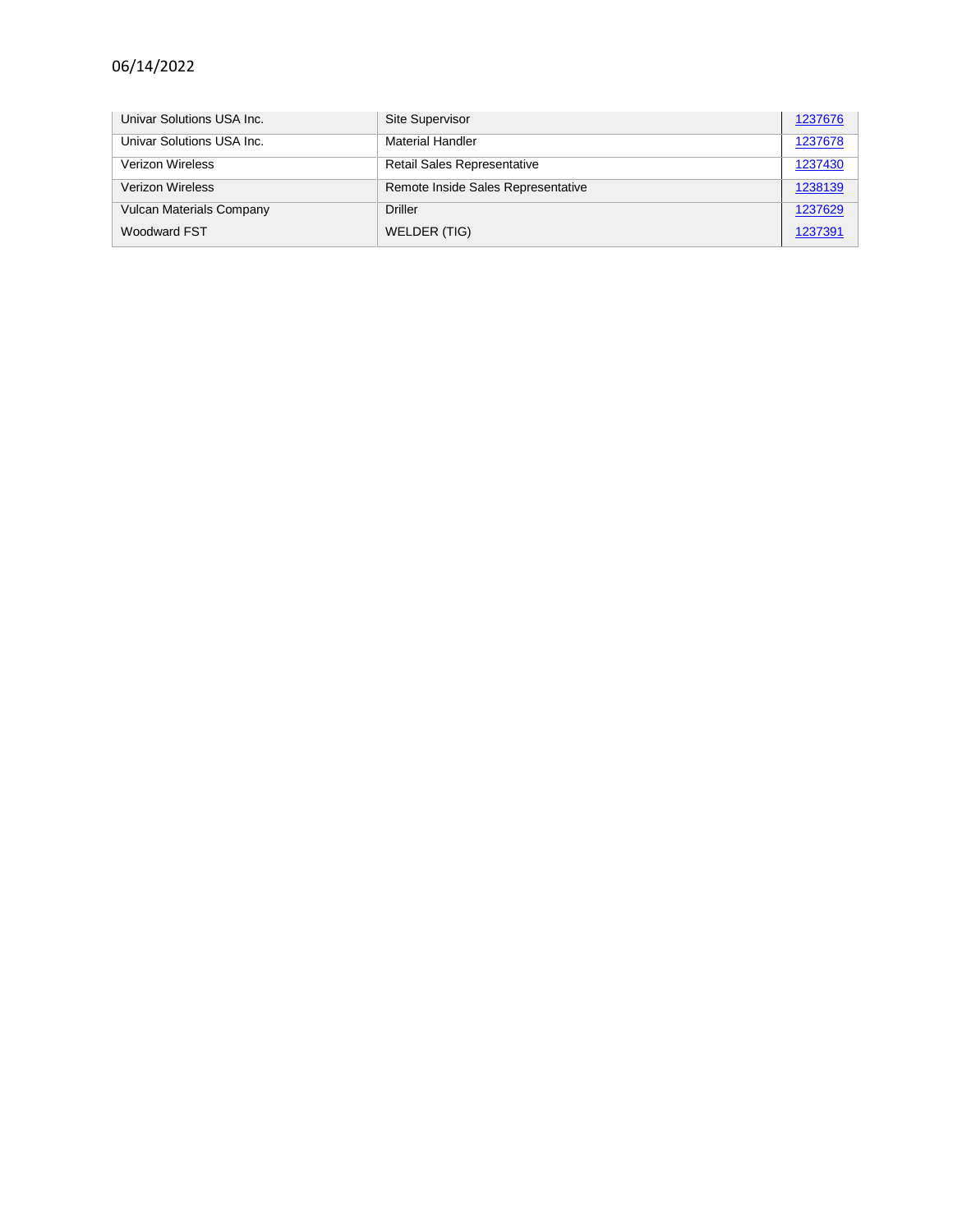| | | |
|---|---|---|
| Univar Solutions USA Inc. | Site Supervisor | 1237676 |
| Univar Solutions USA Inc. | Material Handler | 1237678 |
| Verizon Wireless | Retail Sales Representative | 1237430 |
| Verizon Wireless | Remote Inside Sales Representative | 1238139 |
| Vulcan Materials Company | Driller | 1237629 |
| Woodward FST | WELDER (TIG) | 1237391 |